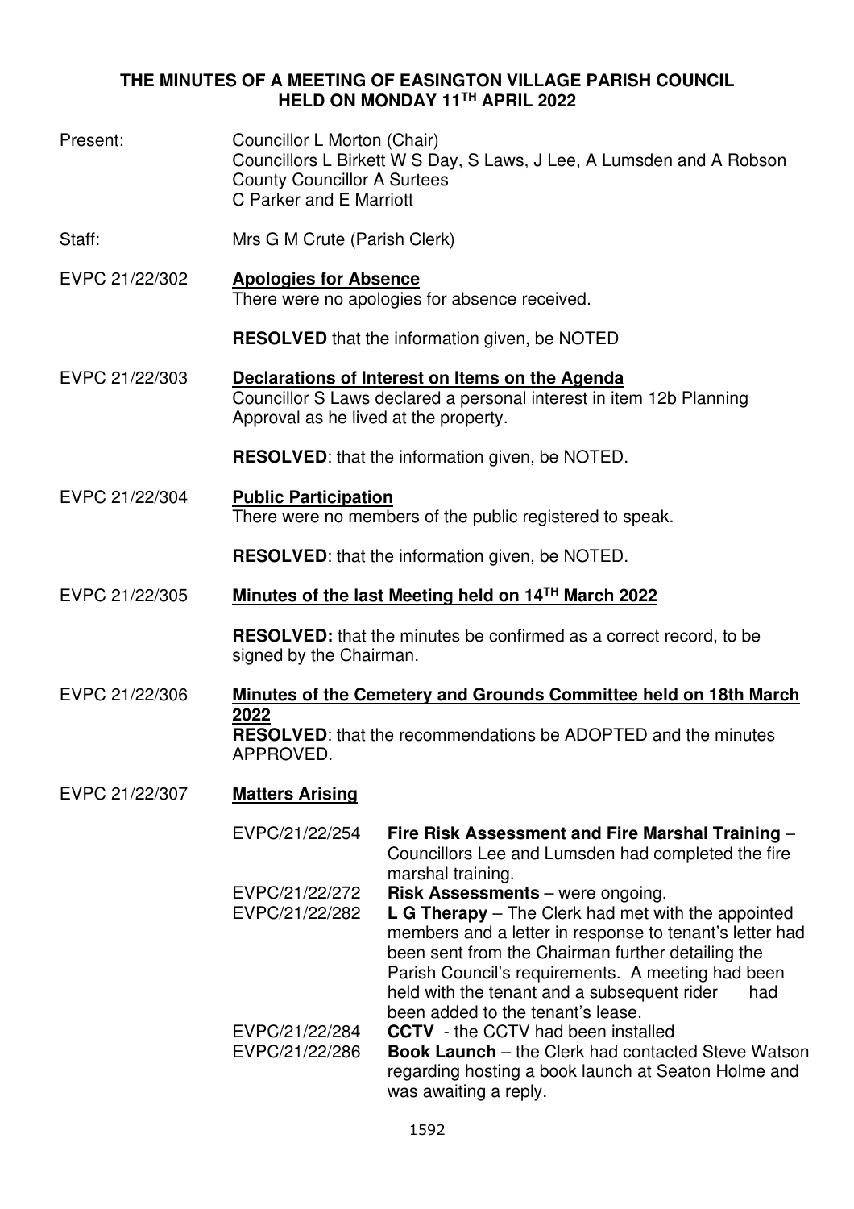# THE MINUTES OF A MEETING OF EASINGTON VILLAGE PARISH COUNCIL HELD ON MONDAY 11TH APRIL 2022

**Present:** Councillor L Morton (Chair)
Councillors L Birkett W S Day, S Laws, J Lee, A Lumsden and A Robson
County Councillor A Surtees
C Parker and E Marriott

**Staff:** Mrs G M Crute (Parish Clerk)

**EVPC 21/22/302** **Apologies for Absence**

There were no apologies for absence received.

**RESOLVED** that the information given, be NOTED

**EVPC 21/22/303** **Declarations of Interest on Items on the Agenda**

Councillor S Laws declared a personal interest in item 12b Planning Approval as he lived at the property.

**RESOLVED**: that the information given, be NOTED.

**EVPC 21/22/304** **Public Participation**

There were no members of the public registered to speak.

**RESOLVED**: that the information given, be NOTED.

**EVPC 21/22/305** **Minutes of the last Meeting held on 14TH March 2022**

**RESOLVED:** that the minutes be confirmed as a correct record, to be signed by the Chairman.

**EVPC 21/22/306** **Minutes of the Cemetery and Grounds Committee held on 18th March 2022**

**RESOLVED**: that the recommendations be ADOPTED and the minutes APPROVED.

**EVPC 21/22/307** **Matters Arising**

| | |
|---|---|
| EVPC/21/22/254 | **Fire Risk Assessment and Fire Marshal Training** – Councillors Lee and Lumsden had completed the fire marshal training. |
| EVPC/21/22/272 | **Risk Assessments** – were ongoing. |
| EVPC/21/22/282 | **L G Therapy** – The Clerk had met with the appointed members and a letter in response to tenant's letter had been sent from the Chairman further detailing the Parish Council's requirements. A meeting had been held with the tenant and a subsequent rider had been added to the tenant's lease. |
| EVPC/21/22/284 | **CCTV** - the CCTV had been installed |
| EVPC/21/22/286 | **Book Launch** – the Clerk had contacted Steve Watson regarding hosting a book launch at Seaton Holme and was awaiting a reply. |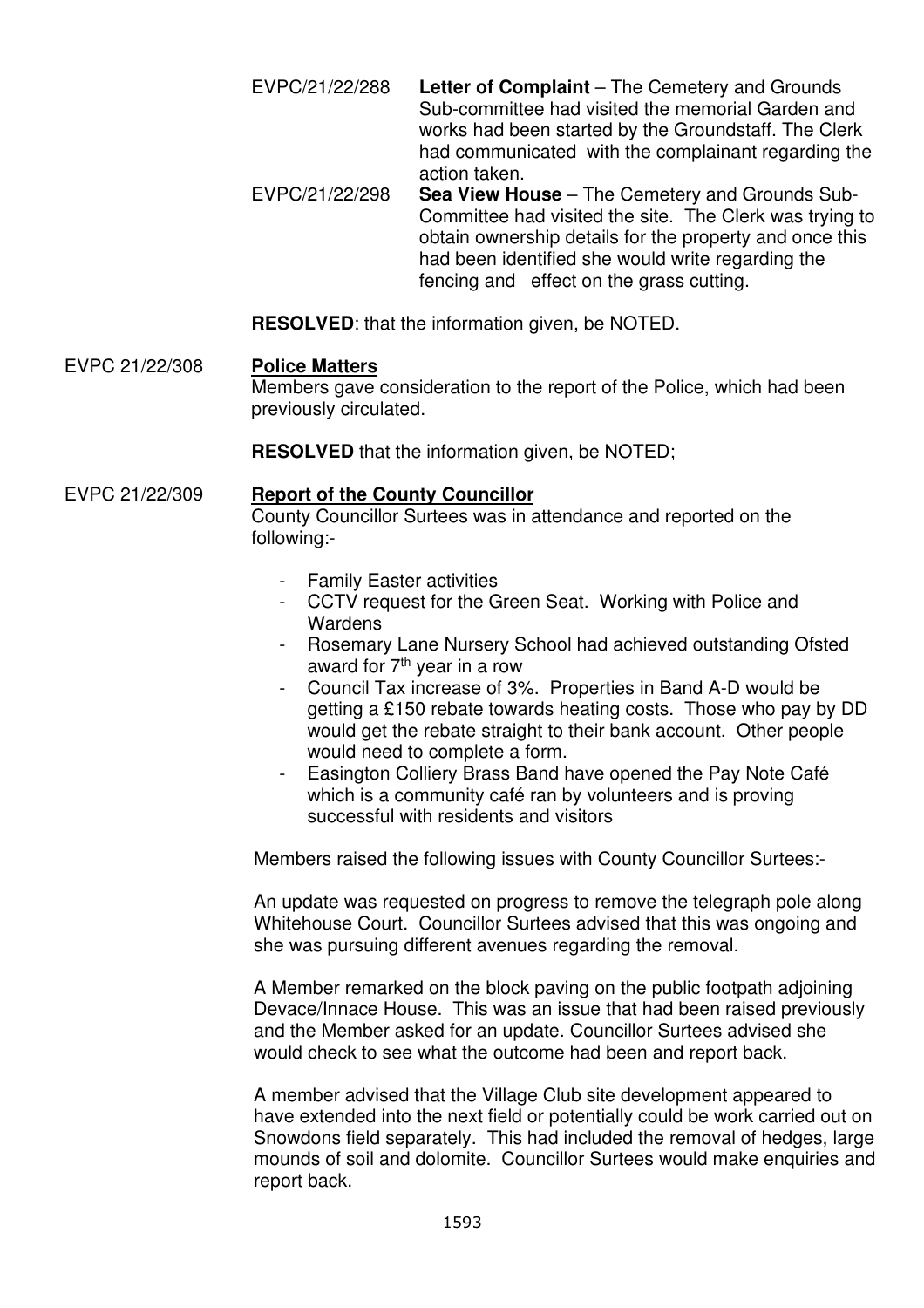EVPC/21/22/288 **Letter of Complaint** – The Cemetery and Grounds Sub-committee had visited the memorial Garden and works had been started by the Groundstaff. The Clerk had communicated with the complainant regarding the action taken.

EVPC/21/22/298 **Sea View House** – The Cemetery and Grounds Sub-Committee had visited the site. The Clerk was trying to obtain ownership details for the property and once this had been identified she would write regarding the fencing and effect on the grass cutting.

**RESOLVED**: that the information given, be NOTED.

## EVPC 21/22/308 Police Matters

Members gave consideration to the report of the Police, which had been previously circulated.

**RESOLVED** that the information given, be NOTED;

## EVPC 21/22/309 Report of the County Councillor

County Councillor Surtees was in attendance and reported on the following:-

- Family Easter activities
- CCTV request for the Green Seat. Working with Police and Wardens
- Rosemary Lane Nursery School had achieved outstanding Ofsted award for 7th year in a row
- Council Tax increase of 3%. Properties in Band A-D would be getting a £150 rebate towards heating costs. Those who pay by DD would get the rebate straight to their bank account. Other people would need to complete a form.
- Easington Colliery Brass Band have opened the Pay Note Café which is a community café ran by volunteers and is proving successful with residents and visitors

Members raised the following issues with County Councillor Surtees:-

An update was requested on progress to remove the telegraph pole along Whitehouse Court. Councillor Surtees advised that this was ongoing and she was pursuing different avenues regarding the removal.

A Member remarked on the block paving on the public footpath adjoining Devace/Innace House. This was an issue that had been raised previously and the Member asked for an update. Councillor Surtees advised she would check to see what the outcome had been and report back.

A member advised that the Village Club site development appeared to have extended into the next field or potentially could be work carried out on Snowdons field separately. This had included the removal of hedges, large mounds of soil and dolomite. Councillor Surtees would make enquiries and report back.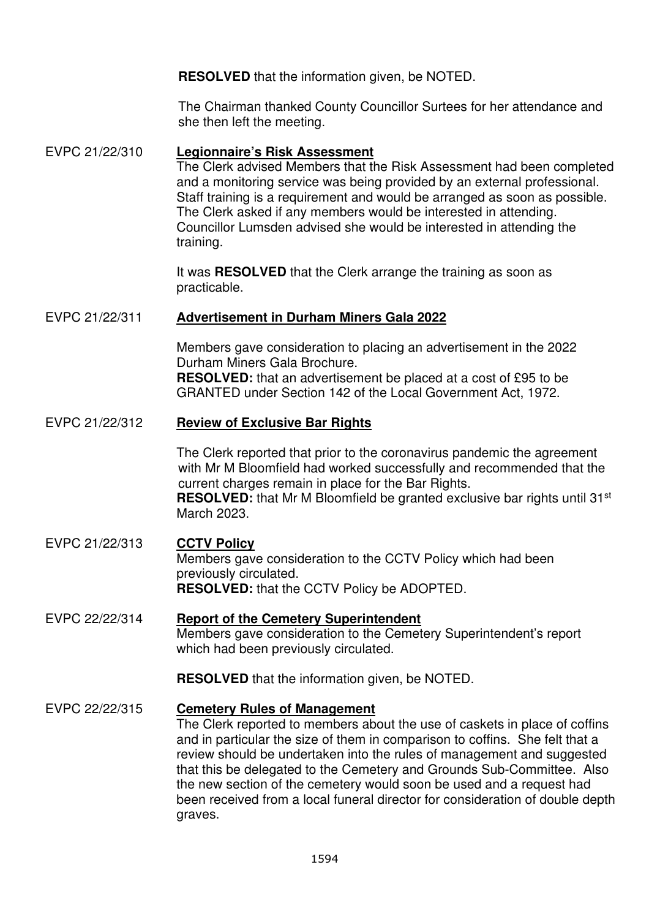**RESOLVED** that the information given, be NOTED.

The Chairman thanked County Councillor Surtees for her attendance and she then left the meeting.

EVPC 21/22/310 **Legionnaire's Risk Assessment**

The Clerk advised Members that the Risk Assessment had been completed and a monitoring service was being provided by an external professional. Staff training is a requirement and would be arranged as soon as possible. The Clerk asked if any members would be interested in attending. Councillor Lumsden advised she would be interested in attending the training.

It was **RESOLVED** that the Clerk arrange the training as soon as practicable.

EVPC 21/22/311 **Advertisement in Durham Miners Gala 2022**

Members gave consideration to placing an advertisement in the 2022 Durham Miners Gala Brochure.
**RESOLVED:** that an advertisement be placed at a cost of £95 to be GRANTED under Section 142 of the Local Government Act, 1972.

EVPC 21/22/312 **Review of Exclusive Bar Rights**

The Clerk reported that prior to the coronavirus pandemic the agreement with Mr M Bloomfield had worked successfully and recommended that the current charges remain in place for the Bar Rights.
**RESOLVED:** that Mr M Bloomfield be granted exclusive bar rights until 31st March 2023.

EVPC 21/22/313 **CCTV Policy**

Members gave consideration to the CCTV Policy which had been previously circulated.
**RESOLVED:** that the CCTV Policy be ADOPTED.

EVPC 22/22/314 **Report of the Cemetery Superintendent**

Members gave consideration to the Cemetery Superintendent's report which had been previously circulated.

**RESOLVED** that the information given, be NOTED.

EVPC 22/22/315 **Cemetery Rules of Management**

The Clerk reported to members about the use of caskets in place of coffins and in particular the size of them in comparison to coffins. She felt that a review should be undertaken into the rules of management and suggested that this be delegated to the Cemetery and Grounds Sub-Committee. Also the new section of the cemetery would soon be used and a request had been received from a local funeral director for consideration of double depth graves.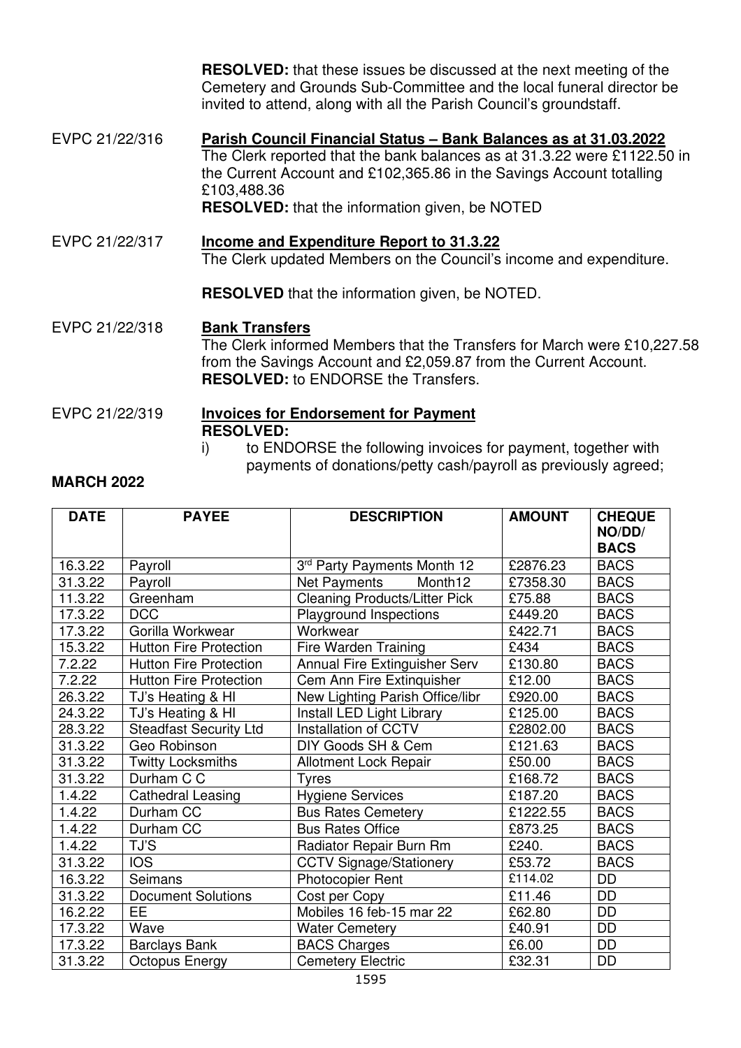**RESOLVED:** that these issues be discussed at the next meeting of the Cemetery and Grounds Sub-Committee and the local funeral director be invited to attend, along with all the Parish Council's groundstaff.

EVPC 21/22/316 **Parish Council Financial Status – Bank Balances as at 31.03.2022**

The Clerk reported that the bank balances as at 31.3.22 were £1122.50 in the Current Account and £102,365.86 in the Savings Account totalling £103,488.36

**RESOLVED:** that the information given, be NOTED

EVPC 21/22/317 **Income and Expenditure Report to 31.3.22**

The Clerk updated Members on the Council's income and expenditure.

**RESOLVED** that the information given, be NOTED.

EVPC 21/22/318 **Bank Transfers**

The Clerk informed Members that the Transfers for March were £10,227.58 from the Savings Account and £2,059.87 from the Current Account.

**RESOLVED:** to ENDORSE the Transfers.

EVPC 21/22/319 **Invoices for Endorsement for Payment**

**RESOLVED:**

i) to ENDORSE the following invoices for payment, together with payments of donations/petty cash/payroll as previously agreed;

**MARCH 2022**

| DATE | PAYEE | DESCRIPTION | AMOUNT | CHEQUE NO/DD/ BACS |
|---|---|---|---|---|
| 16.3.22 | Payroll | 3rd Party Payments Month 12 | £2876.23 | BACS |
| 31.3.22 | Payroll | Net Payments Month12 | £7358.30 | BACS |
| 11.3.22 | Greenham | Cleaning Products/Litter Pick | £75.88 | BACS |
| 17.3.22 | DCC | Playground Inspections | £449.20 | BACS |
| 17.3.22 | Gorilla Workwear | Workwear | £422.71 | BACS |
| 15.3.22 | Hutton Fire Protection | Fire Warden Training | £434 | BACS |
| 7.2.22 | Hutton Fire Protection | Annual Fire Extinguisher Serv | £130.80 | BACS |
| 7.2.22 | Hutton Fire Protection | Cem Ann Fire Extinguisher | £12.00 | BACS |
| 26.3.22 | TJ's Heating & HI | New Lighting Parish Office/libr | £920.00 | BACS |
| 24.3.22 | TJ's Heating & HI | Install LED Light Library | £125.00 | BACS |
| 28.3.22 | Steadfast Security Ltd | Installation of CCTV | £2802.00 | BACS |
| 31.3.22 | Geo Robinson | DIY Goods SH & Cem | £121.63 | BACS |
| 31.3.22 | Twitty Locksmiths | Allotment Lock Repair | £50.00 | BACS |
| 31.3.22 | Durham C C | Tyres | £168.72 | BACS |
| 1.4.22 | Cathedral Leasing | Hygiene Services | £187.20 | BACS |
| 1.4.22 | Durham CC | Bus Rates Cemetery | £1222.55 | BACS |
| 1.4.22 | Durham CC | Bus Rates Office | £873.25 | BACS |
| 1.4.22 | TJ'S | Radiator Repair Burn Rm | £240. | BACS |
| 31.3.22 | IOS | CCTV Signage/Stationery | £53.72 | BACS |
| 16.3.22 | Seimans | Photocopier Rent | £114.02 | DD |
| 31.3.22 | Document Solutions | Cost per Copy | £11.46 | DD |
| 16.2.22 | EE | Mobiles 16 feb-15 mar 22 | £62.80 | DD |
| 17.3.22 | Wave | Water Cemetery | £40.91 | DD |
| 17.3.22 | Barclays Bank | BACS Charges | £6.00 | DD |
| 31.3.22 | Octopus Energy | Cemetery Electric | £32.31 | DD |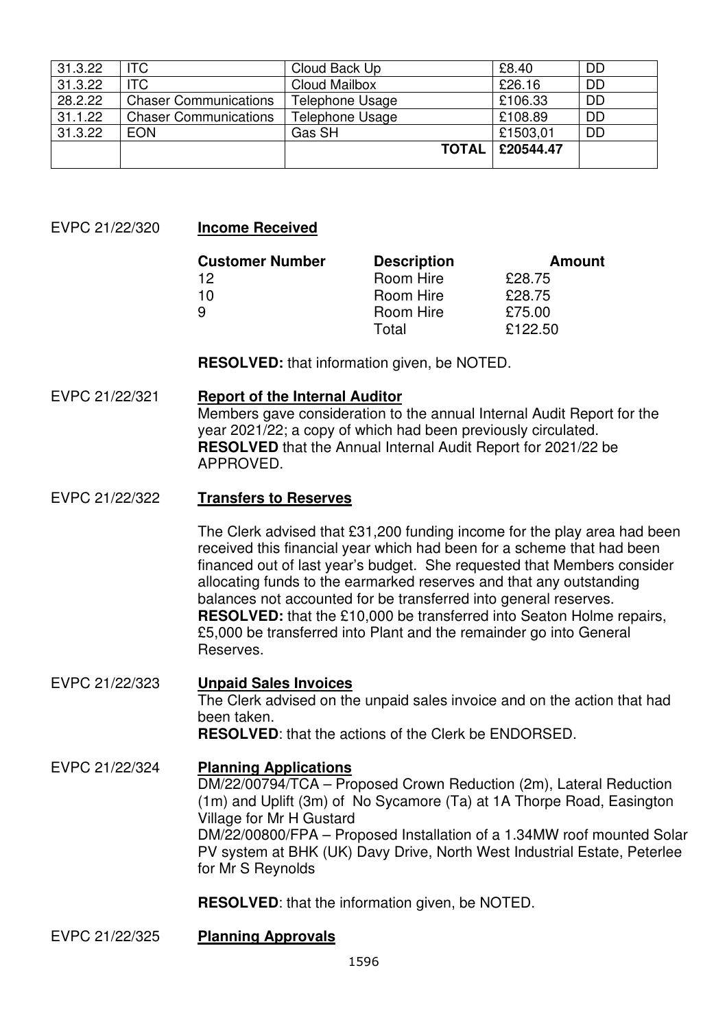| | | | | |
|---|---|---|---|---|
| 31.3.22 | ITC | Cloud Back Up | £8.40 | DD |
| 31.3.22 | ITC | Cloud Mailbox | £26.16 | DD |
| 28.2.22 | Chaser Communications | Telephone Usage | £106.33 | DD |
| 31.1.22 | Chaser Communications | Telephone Usage | £108.89 | DD |
| 31.3.22 | EON | Gas SH | £1503,01 | DD |
| | | **TOTAL** | **£20544.47** | |

EVPC 21/22/320 **Income Received**

| Customer Number | Description | Amount |
|---|---|---|
| 12 | Room Hire | £28.75 |
| 10 | Room Hire | £28.75 |
| 9 | Room Hire | £75.00 |
| | Total | £122.50 |

**RESOLVED:** that information given, be NOTED.

EVPC 21/22/321 **Report of the Internal Auditor**

Members gave consideration to the annual Internal Audit Report for the year 2021/22; a copy of which had been previously circulated.
**RESOLVED** that the Annual Internal Audit Report for 2021/22 be APPROVED.

EVPC 21/22/322 **Transfers to Reserves**

The Clerk advised that £31,200 funding income for the play area had been received this financial year which had been for a scheme that had been financed out of last year's budget. She requested that Members consider allocating funds to the earmarked reserves and that any outstanding balances not accounted for be transferred into general reserves.
**RESOLVED:** that the £10,000 be transferred into Seaton Holme repairs, £5,000 be transferred into Plant and the remainder go into General Reserves.

EVPC 21/22/323 **Unpaid Sales Invoices**

The Clerk advised on the unpaid sales invoice and on the action that had been taken.
**RESOLVED**: that the actions of the Clerk be ENDORSED.

EVPC 21/22/324 **Planning Applications**

DM/22/00794/TCA – Proposed Crown Reduction (2m), Lateral Reduction (1m) and Uplift (3m) of No Sycamore (Ta) at 1A Thorpe Road, Easington Village for Mr H Gustard
DM/22/00800/FPA – Proposed Installation of a 1.34MW roof mounted Solar PV system at BHK (UK) Davy Drive, North West Industrial Estate, Peterlee for Mr S Reynolds

**RESOLVED**: that the information given, be NOTED.

EVPC 21/22/325 **Planning Approvals**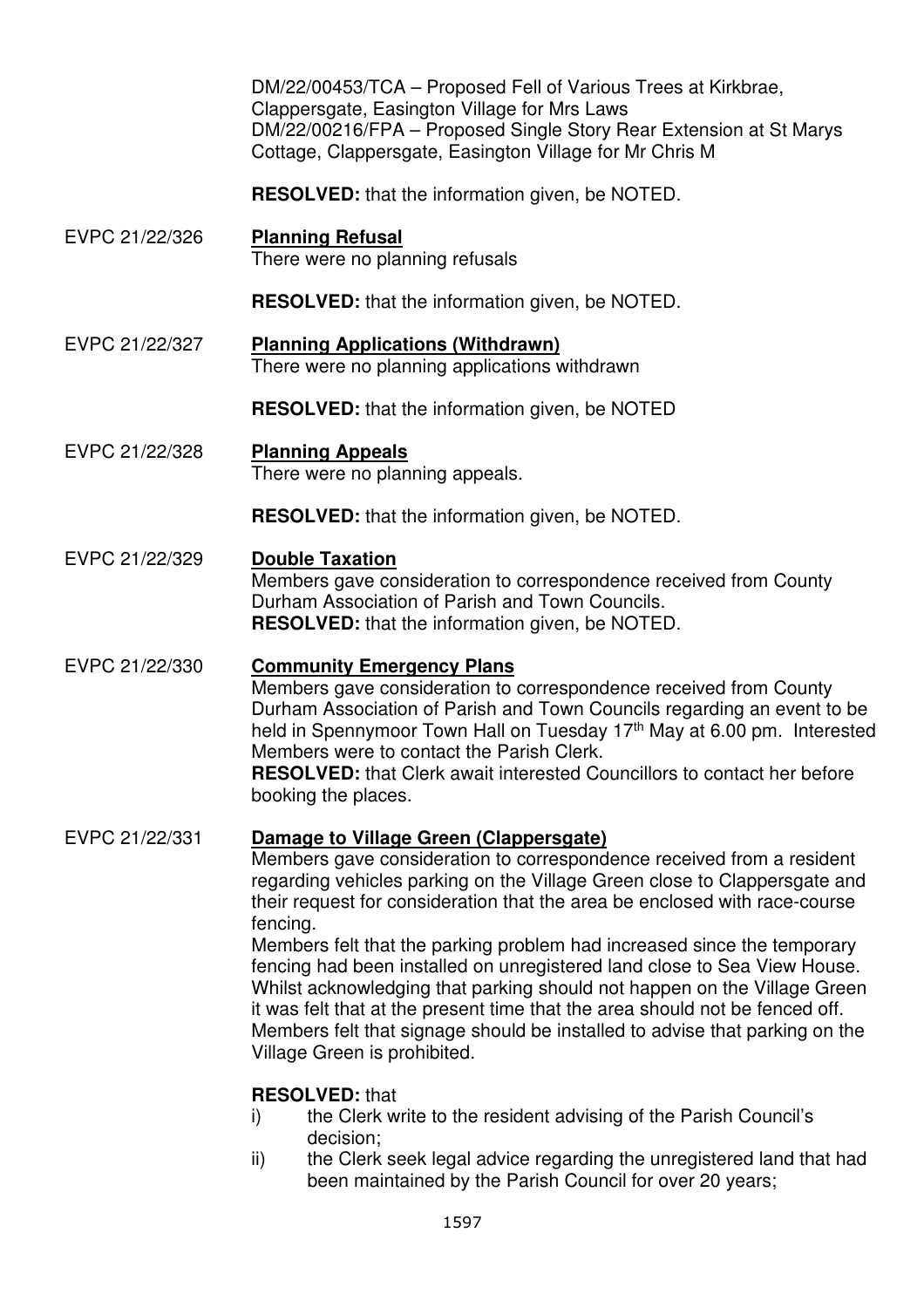DM/22/00453/TCA – Proposed Fell of Various Trees at Kirkbrae, Clappersgate, Easington Village for Mrs Laws
DM/22/00216/FPA – Proposed Single Story Rear Extension at St Marys Cottage, Clappersgate, Easington Village for Mr Chris M

**RESOLVED:** that the information given, be NOTED.

EVPC 21/22/326 **Planning Refusal**

There were no planning refusals

**RESOLVED:** that the information given, be NOTED.

EVPC 21/22/327 **Planning Applications (Withdrawn)**

There were no planning applications withdrawn

**RESOLVED:** that the information given, be NOTED

EVPC 21/22/328 **Planning Appeals**

There were no planning appeals.

**RESOLVED:** that the information given, be NOTED.

EVPC 21/22/329 **Double Taxation**

Members gave consideration to correspondence received from County Durham Association of Parish and Town Councils.
**RESOLVED:** that the information given, be NOTED.

EVPC 21/22/330 **Community Emergency Plans**

Members gave consideration to correspondence received from County Durham Association of Parish and Town Councils regarding an event to be held in Spennymoor Town Hall on Tuesday 17th May at 6.00 pm. Interested Members were to contact the Parish Clerk.
**RESOLVED:** that Clerk await interested Councillors to contact her before booking the places.

EVPC 21/22/331 **Damage to Village Green (Clappersgate)**

Members gave consideration to correspondence received from a resident regarding vehicles parking on the Village Green close to Clappersgate and their request for consideration that the area be enclosed with race-course fencing.
Members felt that the parking problem had increased since the temporary fencing had been installed on unregistered land close to Sea View House. Whilst acknowledging that parking should not happen on the Village Green it was felt that at the present time that the area should not be fenced off. Members felt that signage should be installed to advise that parking on the Village Green is prohibited.

**RESOLVED:** that

i) the Clerk write to the resident advising of the Parish Council's decision;
ii) the Clerk seek legal advice regarding the unregistered land that had been maintained by the Parish Council for over 20 years;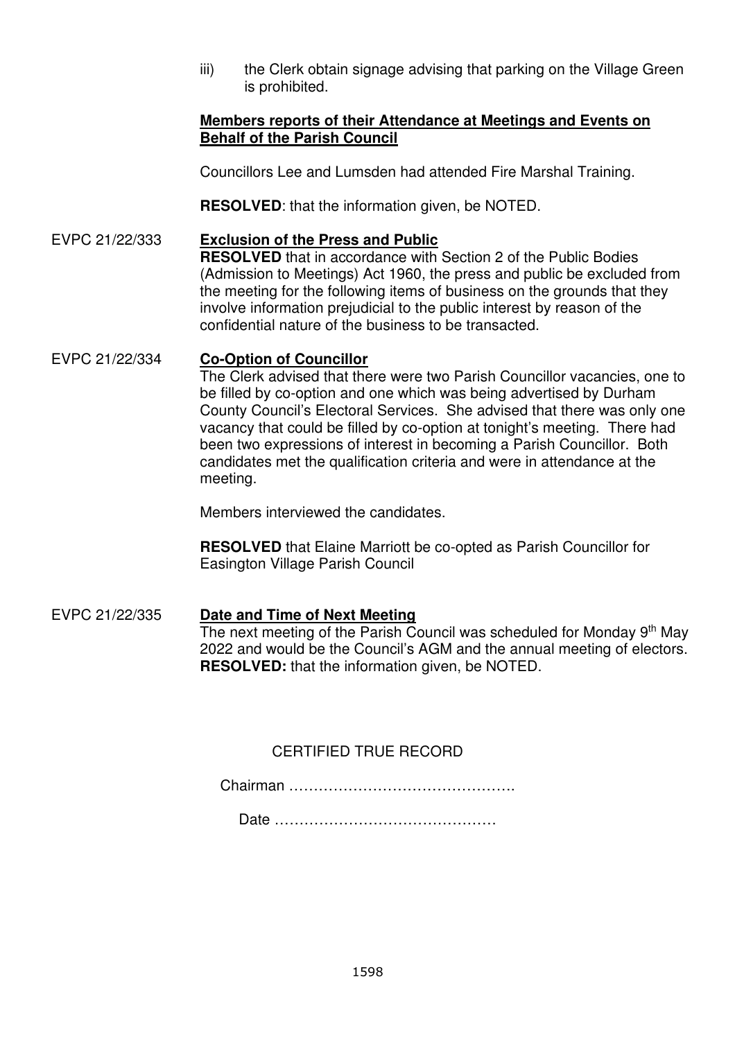iii) the Clerk obtain signage advising that parking on the Village Green is prohibited.

**Members reports of their Attendance at Meetings and Events on Behalf of the Parish Council**

Councillors Lee and Lumsden had attended Fire Marshal Training.

**RESOLVED**: that the information given, be NOTED.

EVPC 21/22/333 **Exclusion of the Press and Public**

**RESOLVED** that in accordance with Section 2 of the Public Bodies (Admission to Meetings) Act 1960, the press and public be excluded from the meeting for the following items of business on the grounds that they involve information prejudicial to the public interest by reason of the confidential nature of the business to be transacted.

EVPC 21/22/334 **Co-Option of Councillor**

The Clerk advised that there were two Parish Councillor vacancies, one to be filled by co-option and one which was being advertised by Durham County Council's Electoral Services. She advised that there was only one vacancy that could be filled by co-option at tonight's meeting. There had been two expressions of interest in becoming a Parish Councillor. Both candidates met the qualification criteria and were in attendance at the meeting.

Members interviewed the candidates.

**RESOLVED** that Elaine Marriott be co-opted as Parish Councillor for Easington Village Parish Council

EVPC 21/22/335 **Date and Time of Next Meeting**

The next meeting of the Parish Council was scheduled for Monday 9th May 2022 and would be the Council's AGM and the annual meeting of electors.
**RESOLVED:** that the information given, be NOTED.

CERTIFIED TRUE RECORD

Chairman ……………………………………….

Date ………………………………………